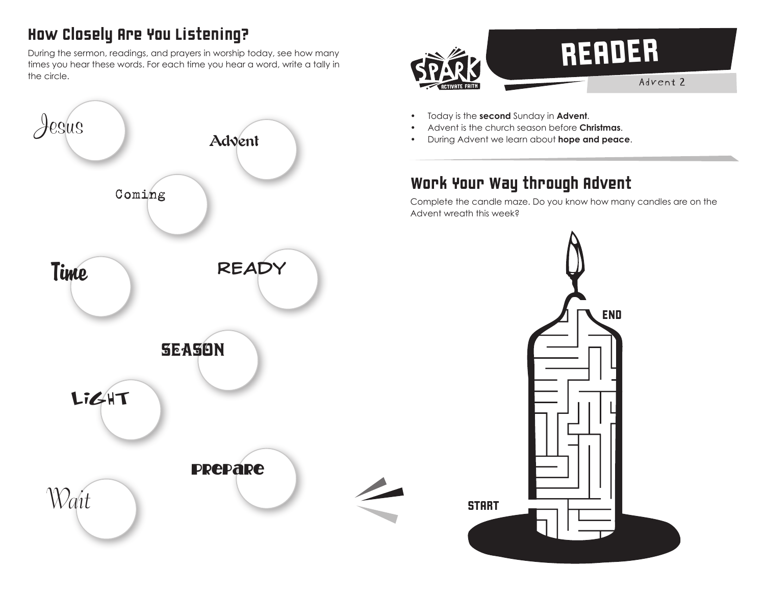## How Closely Are You Listening?

During the sermon, readings, and prayers in worship today, see how many times you hear these words. For each time you hear a word, write a tally in the circle.

Jesus

Advent

Coming

Time

READY

SEASON

LiGHT

Prepare

Wait

# READER

Advent 2

- Today is the **second** Sunday in **Advent**.
- Advent is the church season before **Christmas**.
- During Advent we learn about **hope and peace**.

## Work Your Way through Advent

Complete the candle maze. Do you know how many candles are on the Advent wreath this week?

END

START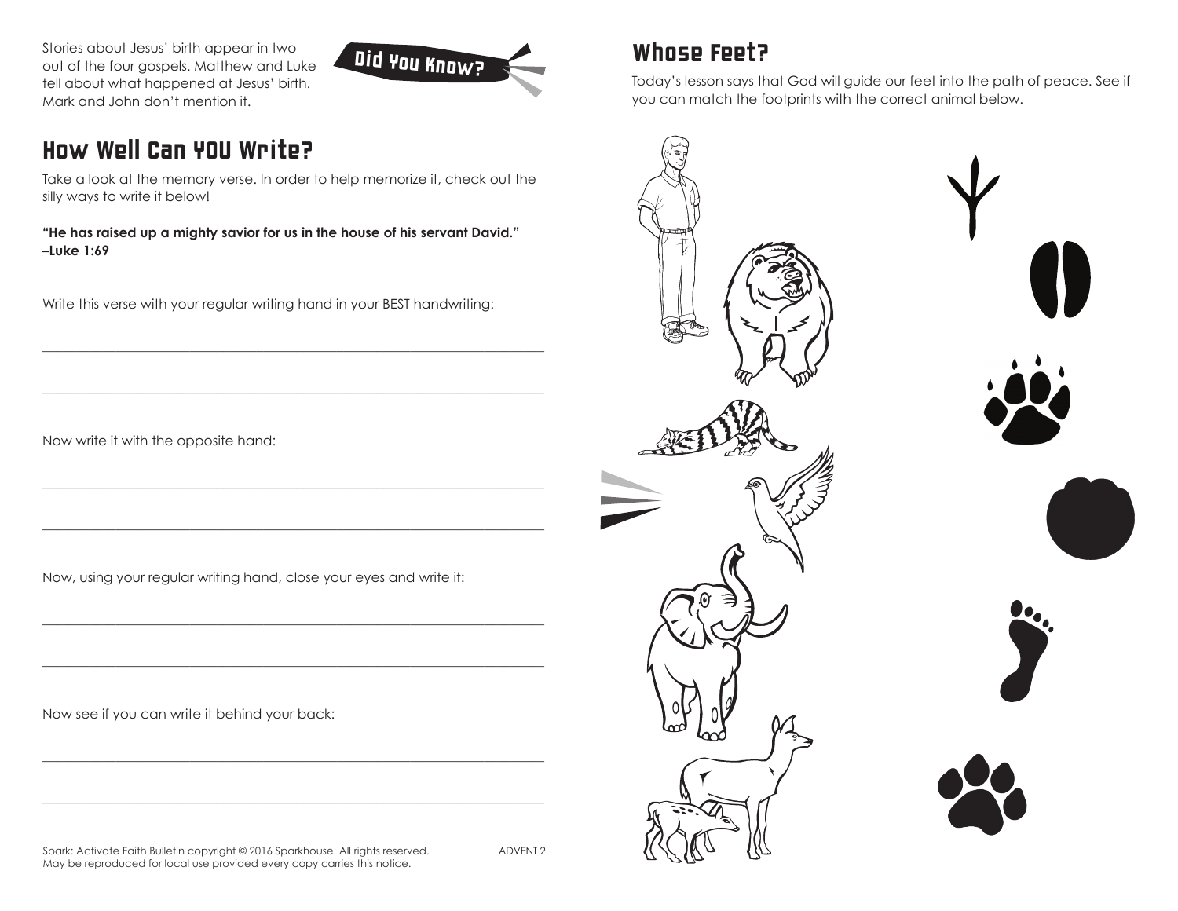Stories about Jesus' birth appear in two out of the four gospels. Matthew and Luke tell about what happened at Jesus' birth. Mark and John don't mention it.

Did You Know?

## How Well Can YOU Write?

Take a look at the memory verse. In order to help memorize it, check out the silly ways to write it below!

**"He has raised up a mighty savior for us in the house of his servant David." –Luke 1:69**

Write this verse with your regular writing hand in your BEST handwriting:

\_\_\_\_\_\_\_\_\_\_\_\_\_\_\_\_\_\_\_\_\_\_\_\_\_\_\_\_\_\_\_\_\_\_\_\_\_\_\_\_\_\_\_\_\_\_\_\_\_\_\_\_\_\_\_\_\_\_\_\_

\_\_\_\_\_\_\_\_\_\_\_\_\_\_\_\_\_\_\_\_\_\_\_\_\_\_\_\_\_\_\_\_\_\_\_\_\_\_\_\_\_\_\_\_\_\_\_\_\_\_\_\_\_\_\_\_\_\_\_\_

Now write it with the opposite hand:

\_\_\_\_\_\_\_\_\_\_\_\_\_\_\_\_\_\_\_\_\_\_\_\_\_\_\_\_\_\_\_\_\_\_\_\_\_\_\_\_\_\_\_\_\_\_\_\_\_\_\_\_\_\_\_\_\_\_\_\_

\_\_\_\_\_\_\_\_\_\_\_\_\_\_\_\_\_\_\_\_\_\_\_\_\_\_\_\_\_\_\_\_\_\_\_\_\_\_\_\_\_\_\_\_\_\_\_\_\_\_\_\_\_\_\_\_\_\_\_\_

Now, using your regular writing hand, close your eyes and write it:

\_\_\_\_\_\_\_\_\_\_\_\_\_\_\_\_\_\_\_\_\_\_\_\_\_\_\_\_\_\_\_\_\_\_\_\_\_\_\_\_\_\_\_\_\_\_\_\_\_\_\_\_\_\_\_\_\_\_\_\_

\_\_\_\_\_\_\_\_\_\_\_\_\_\_\_\_\_\_\_\_\_\_\_\_\_\_\_\_\_\_\_\_\_\_\_\_\_\_\_\_\_\_\_\_\_\_\_\_\_\_\_\_\_\_\_\_\_\_\_\_

Now see if you can write it behind your back:

\_\_\_\_\_\_\_\_\_\_\_\_\_\_\_\_\_\_\_\_\_\_\_\_\_\_\_\_\_\_\_\_\_\_\_\_\_\_\_\_\_\_\_\_\_\_\_\_\_\_\_\_\_\_\_\_\_\_\_\_

\_\_\_\_\_\_\_\_\_\_\_\_\_\_\_\_\_\_\_\_\_\_\_\_\_\_\_\_\_\_\_\_\_\_\_\_\_\_\_\_\_\_\_\_\_\_\_\_\_\_\_\_\_\_\_\_\_\_\_\_

## Whose Feet?

Today's lesson says that God will guide our feet into the path of peace. See if you can match the footprints with the correct animal below.

Spark: Activate Faith Bulletin copyright © 2016 Sparkhouse. All rights reserved. May be reproduced for local use provided every copy carries this notice. ADVENT 2